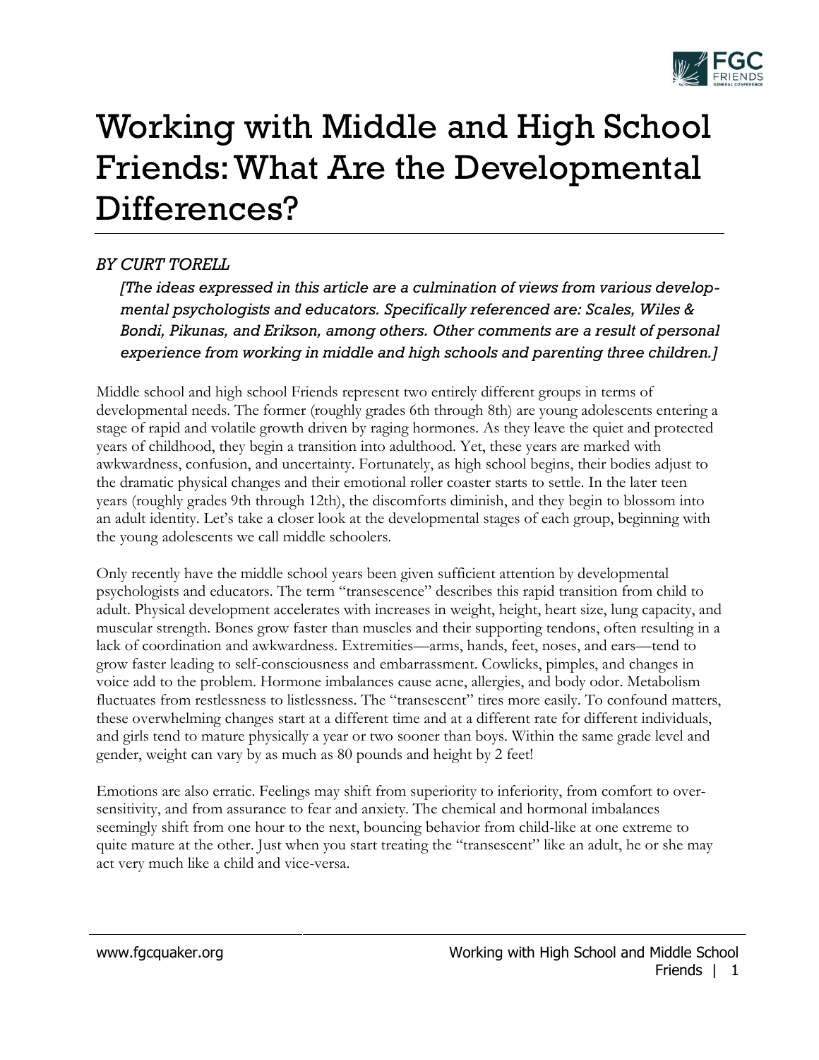# Working with Middle and High School Friends: What Are the Developmental Differences?

*BY CURT TORELL*

*[The ideas expressed in this article are a culmination of views from various developmental psychologists and educators. Specifically referenced are: Scales, Wiles & Bondi, Pikunas, and Erikson, among others. Other comments are a result of personal experience from working in middle and high schools and parenting three children.]*

Middle school and high school Friends represent two entirely different groups in terms of developmental needs. The former (roughly grades 6th through 8th) are young adolescents entering a stage of rapid and volatile growth driven by raging hormones. As they leave the quiet and protected years of childhood, they begin a transition into adulthood. Yet, these years are marked with awkwardness, confusion, and uncertainty. Fortunately, as high school begins, their bodies adjust to the dramatic physical changes and their emotional roller coaster starts to settle. In the later teen years (roughly grades 9th through 12th), the discomforts diminish, and they begin to blossom into an adult identity. Let's take a closer look at the developmental stages of each group, beginning with the young adolescents we call middle schoolers.

Only recently have the middle school years been given sufficient attention by developmental psychologists and educators. The term "transescence" describes this rapid transition from child to adult. Physical development accelerates with increases in weight, height, heart size, lung capacity, and muscular strength. Bones grow faster than muscles and their supporting tendons, often resulting in a lack of coordination and awkwardness. Extremities—arms, hands, feet, noses, and ears—tend to grow faster leading to self-consciousness and embarrassment. Cowlicks, pimples, and changes in voice add to the problem. Hormone imbalances cause acne, allergies, and body odor. Metabolism fluctuates from restlessness to listlessness. The "transescent" tires more easily. To confound matters, these overwhelming changes start at a different time and at a different rate for different individuals, and girls tend to mature physically a year or two sooner than boys. Within the same grade level and gender, weight can vary by as much as 80 pounds and height by 2 feet!

Emotions are also erratic. Feelings may shift from superiority to inferiority, from comfort to over-sensitivity, and from assurance to fear and anxiety. The chemical and hormonal imbalances seemingly shift from one hour to the next, bouncing behavior from child-like at one extreme to quite mature at the other. Just when you start treating the "transescent" like an adult, he or she may act very much like a child and vice-versa.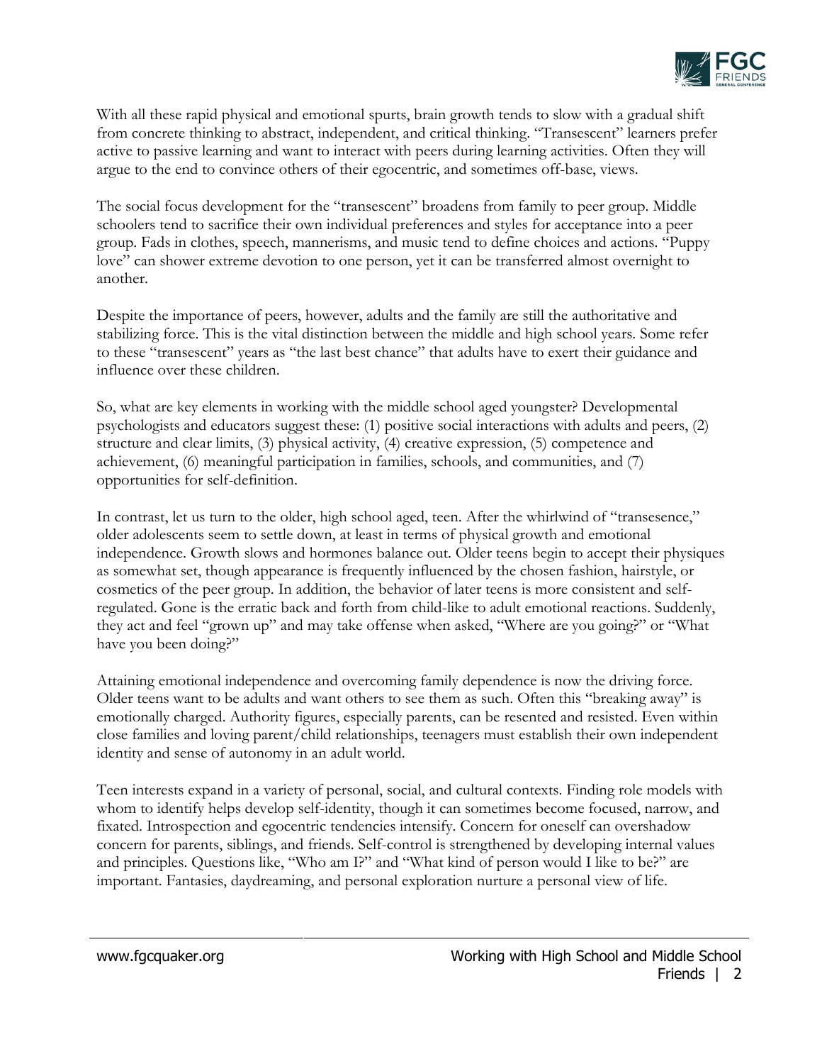With all these rapid physical and emotional spurts, brain growth tends to slow with a gradual shift from concrete thinking to abstract, independent, and critical thinking. "Transescent" learners prefer active to passive learning and want to interact with peers during learning activities. Often they will argue to the end to convince others of their egocentric, and sometimes off-base, views.

The social focus development for the "transescent" broadens from family to peer group. Middle schoolers tend to sacrifice their own individual preferences and styles for acceptance into a peer group. Fads in clothes, speech, mannerisms, and music tend to define choices and actions. "Puppy love" can shower extreme devotion to one person, yet it can be transferred almost overnight to another.

Despite the importance of peers, however, adults and the family are still the authoritative and stabilizing force. This is the vital distinction between the middle and high school years. Some refer to these "transescent" years as "the last best chance" that adults have to exert their guidance and influence over these children.

So, what are key elements in working with the middle school aged youngster? Developmental psychologists and educators suggest these: (1) positive social interactions with adults and peers, (2) structure and clear limits, (3) physical activity, (4) creative expression, (5) competence and achievement, (6) meaningful participation in families, schools, and communities, and (7) opportunities for self-definition.

In contrast, let us turn to the older, high school aged, teen. After the whirlwind of "transesence," older adolescents seem to settle down, at least in terms of physical growth and emotional independence. Growth slows and hormones balance out. Older teens begin to accept their physiques as somewhat set, though appearance is frequently influenced by the chosen fashion, hairstyle, or cosmetics of the peer group. In addition, the behavior of later teens is more consistent and self-regulated. Gone is the erratic back and forth from child-like to adult emotional reactions. Suddenly, they act and feel "grown up" and may take offense when asked, "Where are you going?" or "What have you been doing?"

Attaining emotional independence and overcoming family dependence is now the driving force. Older teens want to be adults and want others to see them as such. Often this "breaking away" is emotionally charged. Authority figures, especially parents, can be resented and resisted. Even within close families and loving parent/child relationships, teenagers must establish their own independent identity and sense of autonomy in an adult world.

Teen interests expand in a variety of personal, social, and cultural contexts. Finding role models with whom to identify helps develop self-identity, though it can sometimes become focused, narrow, and fixated. Introspection and egocentric tendencies intensify. Concern for oneself can overshadow concern for parents, siblings, and friends. Self-control is strengthened by developing internal values and principles. Questions like, "Who am I?" and "What kind of person would I like to be?" are important. Fantasies, daydreaming, and personal exploration nurture a personal view of life.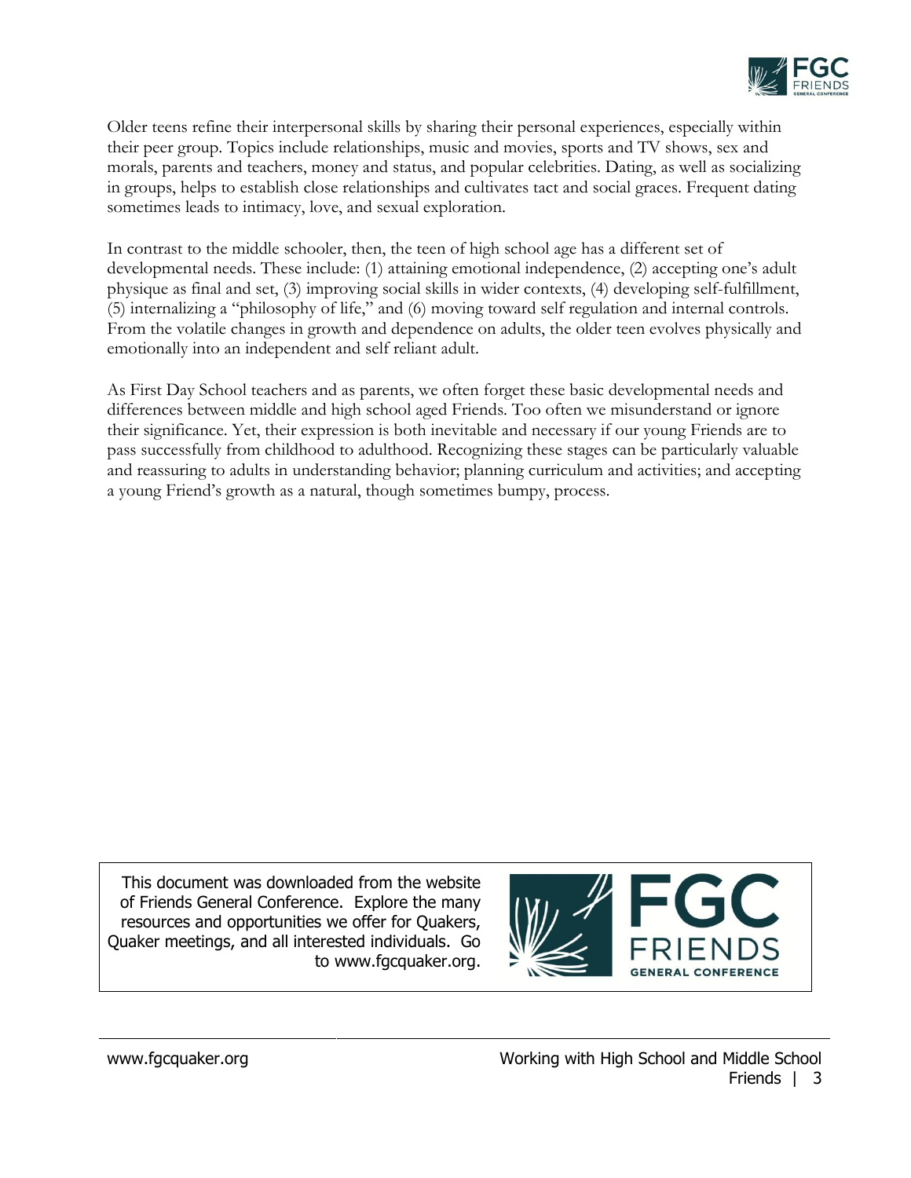Older teens refine their interpersonal skills by sharing their personal experiences, especially within their peer group. Topics include relationships, music and movies, sports and TV shows, sex and morals, parents and teachers, money and status, and popular celebrities. Dating, as well as socializing in groups, helps to establish close relationships and cultivates tact and social graces. Frequent dating sometimes leads to intimacy, love, and sexual exploration.

In contrast to the middle schooler, then, the teen of high school age has a different set of developmental needs. These include: (1) attaining emotional independence, (2) accepting one's adult physique as final and set, (3) improving social skills in wider contexts, (4) developing self-fulfillment, (5) internalizing a "philosophy of life," and (6) moving toward self regulation and internal controls. From the volatile changes in growth and dependence on adults, the older teen evolves physically and emotionally into an independent and self reliant adult.

As First Day School teachers and as parents, we often forget these basic developmental needs and differences between middle and high school aged Friends. Too often we misunderstand or ignore their significance. Yet, their expression is both inevitable and necessary if our young Friends are to pass successfully from childhood to adulthood. Recognizing these stages can be particularly valuable and reassuring to adults in understanding behavior; planning curriculum and activities; and accepting a young Friend's growth as a natural, though sometimes bumpy, process.

This document was downloaded from the website of Friends General Conference. Explore the many resources and opportunities we offer for Quakers, Quaker meetings, and all interested individuals. Go to www.fgcquaker.org.